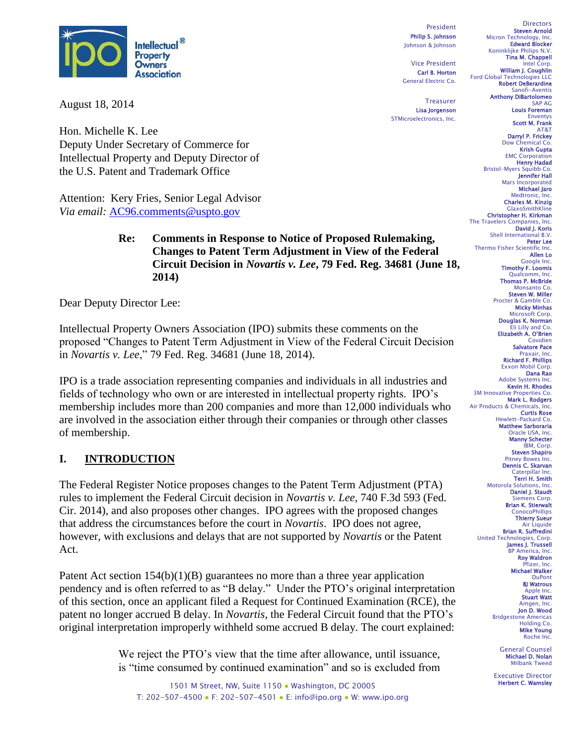Intellectual Property Owners Association

President
**Phillip S. Johnson**
Johnson & Johnson

Vice President
**Carl B. Horton**
General Electric Co.

Treasurer
**Lisa Jorgenson**
STMicroelectronics, Inc.

Directors
**Steven Arnold** Micron Technology, Inc.
**Edward Blocker** Koninklijke Philips N.V.
**Tina M. Chappell** Intel Corp.
**William J. Coughlin** Ford Global Technologies LLC
**Robert DeBerardine** Sanofi-Aventis
**Anthony DiBartolomeo** SAP AG
**Louis Foreman** Enventys
**Scott M. Frank** AT&T
**Darryl P. Frickey** Dow Chemical Co.
**Krish Gupta** EMC Corporation
**Henry Hadad** Bristol-Myers Squibb Co.
**Jennifer Hall** Mars Incorporated
**Michael Jaro** Medtronic, Inc.
**Charles M. Kinzig** GlaxoSmithKline
**Christopher H. Kirkman** The Travelers Companies, Inc.
**David J. Koris** Shell International B.V.
**Peter Lee** Thermo Fisher Scientific Inc.
**Allen Lo** Google Inc.
**Timothy F. Loomis** Qualcomm, Inc.
**Thomas P. McBride** Monsanto Co.
**Steven W. Miller** Procter & Gamble Co.
**Micky Minhas** Microsoft Corp.
**Douglas K. Norman** Eli Lilly and Co.
**Elizabeth A. O'Brien** Covidien
**Salvatore Pace** Praxair, Inc.
**Richard F. Phillips** Exxon Mobil Corp.
**Dana Rao** Adobe Systems Inc.
**Kevin H. Rhodes** 3M Innovative Properties Co.
**Mark L. Rodgers** Air Products & Chemicals, Inc.
**Curtis Rose** Hewlett-Packard Co.
**Matthew Sarboraria** Oracle USA, Inc.
**Manny Schecter** IBM, Corp.
**Steven Shapiro** Pitney Bowes Inc.
**Dennis C. Skarvan** Caterpillar Inc.
**Terri H. Smith** Motorola Solutions, Inc.
**Daniel J. Staudt** Siemens Corp.
**Brian K. Stierwalt** ConocoPhillips
**Thierry Sueur** Air Liquide
**Brian R. Suffredini** United Technologies, Corp.
**James J. Trussell** BP America, Inc.
**Roy Waldron** Pfizer, Inc.
**Michael Walker** DuPont
**BJ Watrous** Apple Inc.
**Stuart Watt** Amgen, Inc.
**Jon D. Wood** Bridgestone Americas Holding Co.
**Mike Young** Roche Inc.

General Counsel
**Michael D. Nolan**
Milbank Tweed

Executive Director
**Herbert C. Wamsley**

August 18, 2014

Hon. Michelle K. Lee
Deputy Under Secretary of Commerce for Intellectual Property and Deputy Director of the U.S. Patent and Trademark Office

Attention: Kery Fries, Senior Legal Advisor
*Via email:* AC96.comments@uspto.gov

**Re: Comments in Response to Notice of Proposed Rulemaking, Changes to Patent Term Adjustment in View of the Federal Circuit Decision in *Novartis v. Lee*, 79 Fed. Reg. 34681 (June 18, 2014)**

Dear Deputy Director Lee:

Intellectual Property Owners Association (IPO) submits these comments on the proposed "Changes to Patent Term Adjustment in View of the Federal Circuit Decision in *Novartis v. Lee*," 79 Fed. Reg. 34681 (June 18, 2014).

IPO is a trade association representing companies and individuals in all industries and fields of technology who own or are interested in intellectual property rights. IPO's membership includes more than 200 companies and more than 12,000 individuals who are involved in the association either through their companies or through other classes of membership.

## I. INTRODUCTION

The Federal Register Notice proposes changes to the Patent Term Adjustment (PTA) rules to implement the Federal Circuit decision in *Novartis v. Lee*, 740 F.3d 593 (Fed. Cir. 2014), and also proposes other changes. IPO agrees with the proposed changes that address the circumstances before the court in *Novartis*. IPO does not agree, however, with exclusions and delays that are not supported by *Novartis* or the Patent Act.

Patent Act section 154(b)(1)(B) guarantees no more than a three year application pendency and is often referred to as "B delay." Under the PTO's original interpretation of this section, once an applicant filed a Request for Continued Examination (RCE), the patent no longer accrued B delay. In *Novartis*, the Federal Circuit found that the PTO's original interpretation improperly withheld some accrued B delay. The court explained:

> We reject the PTO's view that the time after allowance, until issuance, is "time consumed by continued examination" and so is excluded from

1501 M Street, NW, Suite 1150 • Washington, DC 20005
T: 202-507-4500 • F: 202-507-4501 • E: info@ipo.org • W: www.ipo.org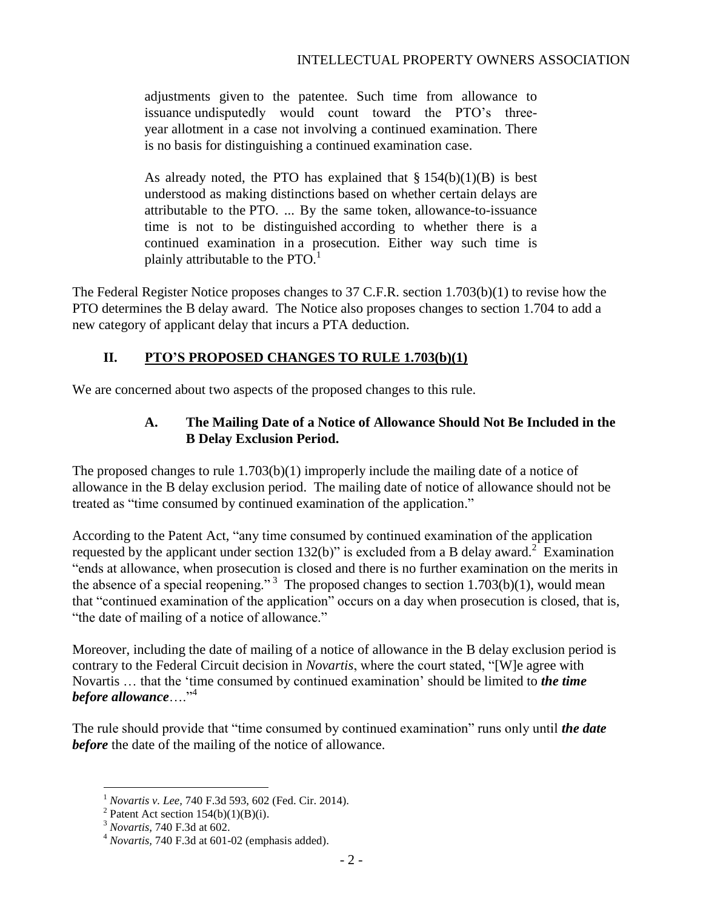> adjustments given to the patentee. Such time from allowance to issuance undisputedly would count toward the PTO's three-year allotment in a case not involving a continued examination. There is no basis for distinguishing a continued examination case.
>
> As already noted, the PTO has explained that § 154(b)(1)(B) is best understood as making distinctions based on whether certain delays are attributable to the PTO. ... By the same token, allowance-to-issuance time is not to be distinguished according to whether there is a continued examination in a prosecution. Either way such time is plainly attributable to the PTO.[1]

The Federal Register Notice proposes changes to 37 C.F.R. section 1.703(b)(1) to revise how the PTO determines the B delay award. The Notice also proposes changes to section 1.704 to add a new category of applicant delay that incurs a PTA deduction.

## II. PTO'S PROPOSED CHANGES TO RULE 1.703(b)(1)

We are concerned about two aspects of the proposed changes to this rule.

### A. The Mailing Date of a Notice of Allowance Should Not Be Included in the B Delay Exclusion Period.

The proposed changes to rule 1.703(b)(1) improperly include the mailing date of a notice of allowance in the B delay exclusion period. The mailing date of notice of allowance should not be treated as "time consumed by continued examination of the application."

According to the Patent Act, "any time consumed by continued examination of the application requested by the applicant under section 132(b)" is excluded from a B delay award.[2] Examination "ends at allowance, when prosecution is closed and there is no further examination on the merits in the absence of a special reopening."[3] The proposed changes to section 1.703(b)(1), would mean that "continued examination of the application" occurs on a day when prosecution is closed, that is, "the date of mailing of a notice of allowance."

Moreover, including the date of mailing of a notice of allowance in the B delay exclusion period is contrary to the Federal Circuit decision in *Novartis*, where the court stated, "[W]e agree with Novartis … that the 'time consumed by continued examination' should be limited to ***the time before allowance***…."[4]

The rule should provide that "time consumed by continued examination" runs only until ***the date before*** the date of the mailing of the notice of allowance.

---

[1] *Novartis v. Lee*, 740 F.3d 593, 602 (Fed. Cir. 2014).

[2] Patent Act section 154(b)(1)(B)(i).

[3] *Novartis*, 740 F.3d at 602.

[4] *Novartis*, 740 F.3d at 601-02 (emphasis added).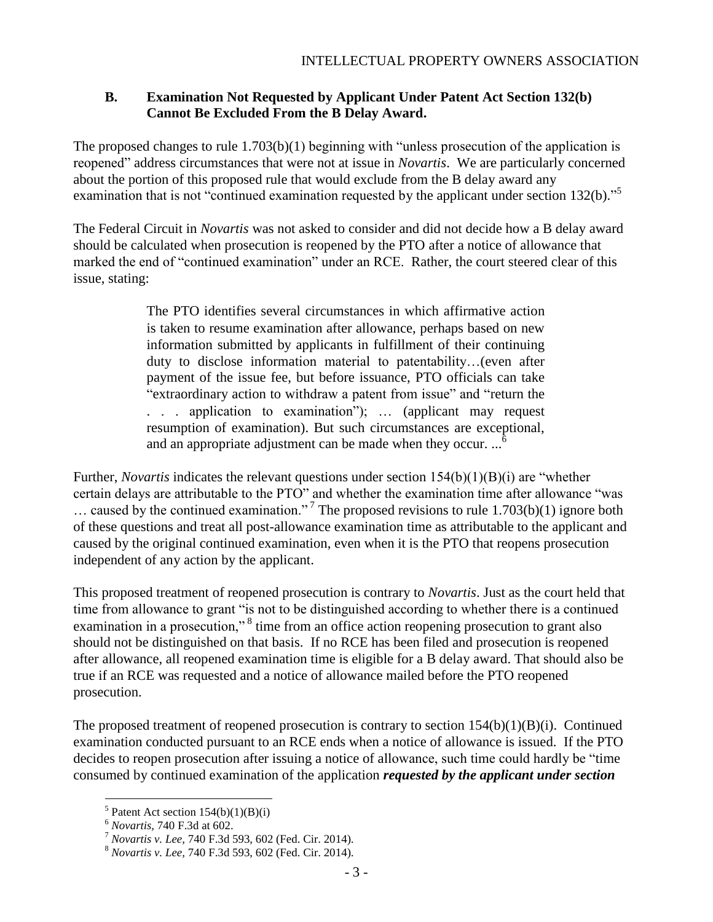### B. Examination Not Requested by Applicant Under Patent Act Section 132(b) Cannot Be Excluded From the B Delay Award.

The proposed changes to rule 1.703(b)(1) beginning with "unless prosecution of the application is reopened" address circumstances that were not at issue in *Novartis*. We are particularly concerned about the portion of this proposed rule that would exclude from the B delay award any examination that is not "continued examination requested by the applicant under section 132(b)."[5]

The Federal Circuit in *Novartis* was not asked to consider and did not decide how a B delay award should be calculated when prosecution is reopened by the PTO after a notice of allowance that marked the end of "continued examination" under an RCE. Rather, the court steered clear of this issue, stating:

> The PTO identifies several circumstances in which affirmative action is taken to resume examination after allowance, perhaps based on new information submitted by applicants in fulfillment of their continuing duty to disclose information material to patentability…(even after payment of the issue fee, but before issuance, PTO officials can take "extraordinary action to withdraw a patent from issue" and "return the . . . application to examination"); … (applicant may request resumption of examination). But such circumstances are exceptional, and an appropriate adjustment can be made when they occur. ...[6]

Further, *Novartis* indicates the relevant questions under section 154(b)(1)(B)(i) are "whether certain delays are attributable to the PTO" and whether the examination time after allowance "was … caused by the continued examination."[7] The proposed revisions to rule 1.703(b)(1) ignore both of these questions and treat all post-allowance examination time as attributable to the applicant and caused by the original continued examination, even when it is the PTO that reopens prosecution independent of any action by the applicant.

This proposed treatment of reopened prosecution is contrary to *Novartis*. Just as the court held that time from allowance to grant "is not to be distinguished according to whether there is a continued examination in a prosecution,"[8] time from an office action reopening prosecution to grant also should not be distinguished on that basis. If no RCE has been filed and prosecution is reopened after allowance, all reopened examination time is eligible for a B delay award. That should also be true if an RCE was requested and a notice of allowance mailed before the PTO reopened prosecution.

The proposed treatment of reopened prosecution is contrary to section 154(b)(1)(B)(i). Continued examination conducted pursuant to an RCE ends when a notice of allowance is issued. If the PTO decides to reopen prosecution after issuing a notice of allowance, such time could hardly be "time consumed by continued examination of the application ***requested by the applicant under section***

---

[5] Patent Act section 154(b)(1)(B)(i)

[6] *Novartis*, 740 F.3d at 602.

[7] *Novartis v. Lee*, 740 F.3d 593, 602 (Fed. Cir. 2014).

[8] *Novartis v. Lee*, 740 F.3d 593, 602 (Fed. Cir. 2014).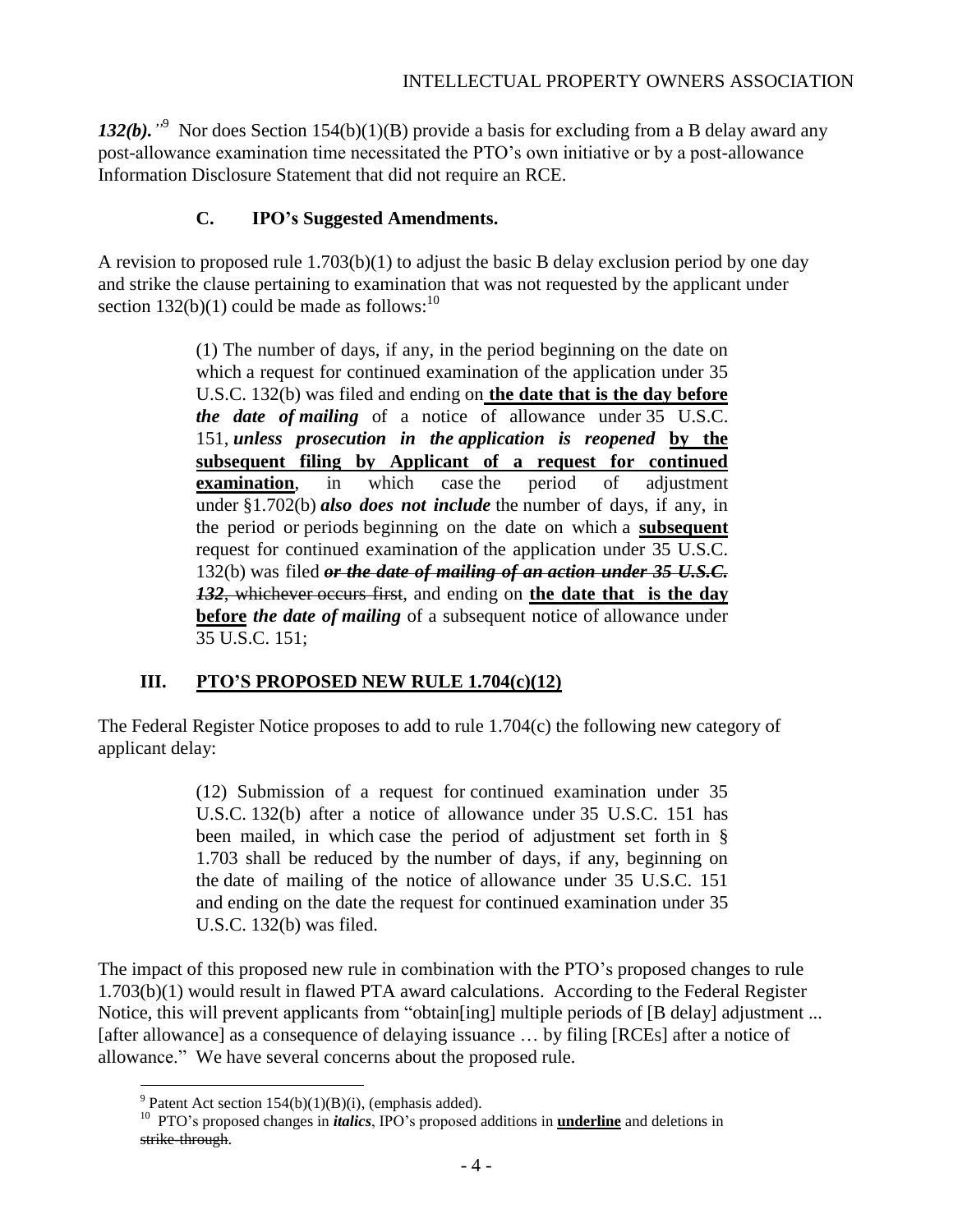***132(b).***"[9] Nor does Section 154(b)(1)(B) provide a basis for excluding from a B delay award any post-allowance examination time necessitated the PTO's own initiative or by a post-allowance Information Disclosure Statement that did not require an RCE.

### C. IPO's Suggested Amendments.

A revision to proposed rule 1.703(b)(1) to adjust the basic B delay exclusion period by one day and strike the clause pertaining to examination that was not requested by the applicant under section 132(b)(1) could be made as follows:[10]

> (1) The number of days, if any, in the period beginning on the date on which a request for continued examination of the application under 35 U.S.C. 132(b) was filed and ending on **<u>the date that is the day before</u>** ***the date of mailing*** of a notice of allowance under 35 U.S.C. 151, ***unless prosecution in the application is reopened*** **<u>by the subsequent filing by Applicant of a request for continued examination</u>**, in which case the period of adjustment under §1.702(b) ***also does not include*** the number of days, if any, in the period or periods beginning on the date on which a **<u>subsequent</u>** request for continued examination of the application under 35 U.S.C. 132(b) was filed ~~***or the date of mailing of an action under 35 U.S.C. 132***, whichever occurs first~~, and ending on **<u>the date that is the day before</u>** ***the date of mailing*** of a subsequent notice of allowance under 35 U.S.C. 151;

## III. PTO'S PROPOSED NEW RULE 1.704(c)(12)

The Federal Register Notice proposes to add to rule 1.704(c) the following new category of applicant delay:

> (12) Submission of a request for continued examination under 35 U.S.C. 132(b) after a notice of allowance under 35 U.S.C. 151 has been mailed, in which case the period of adjustment set forth in § 1.703 shall be reduced by the number of days, if any, beginning on the date of mailing of the notice of allowance under 35 U.S.C. 151 and ending on the date the request for continued examination under 35 U.S.C. 132(b) was filed.

The impact of this proposed new rule in combination with the PTO's proposed changes to rule 1.703(b)(1) would result in flawed PTA award calculations. According to the Federal Register Notice, this will prevent applicants from "obtain[ing] multiple periods of [B delay] adjustment ... [after allowance] as a consequence of delaying issuance … by filing [RCEs] after a notice of allowance." We have several concerns about the proposed rule.

---

[9] Patent Act section 154(b)(1)(B)(i), (emphasis added).

[10] PTO's proposed changes in ***italics***, IPO's proposed additions in **<u>underline</u>** and deletions in ~~strike-through~~.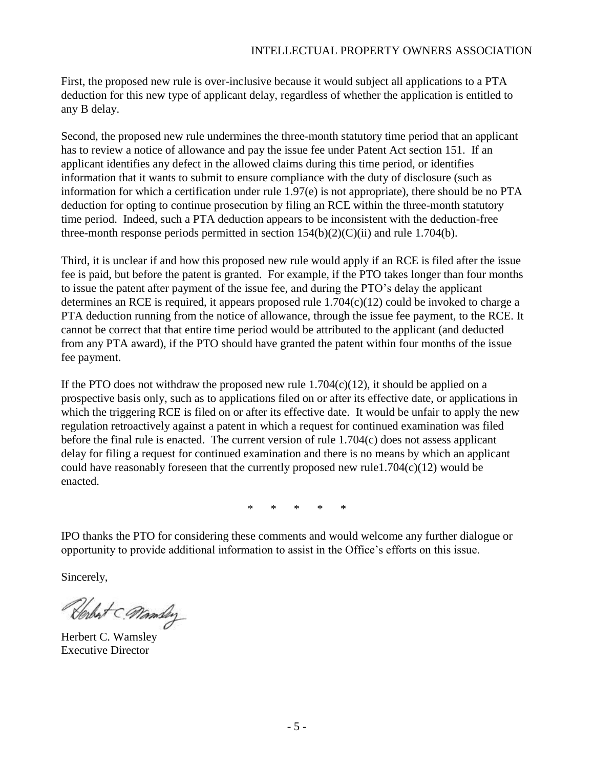First, the proposed new rule is over-inclusive because it would subject all applications to a PTA deduction for this new type of applicant delay, regardless of whether the application is entitled to any B delay.

Second, the proposed new rule undermines the three-month statutory time period that an applicant has to review a notice of allowance and pay the issue fee under Patent Act section 151. If an applicant identifies any defect in the allowed claims during this time period, or identifies information that it wants to submit to ensure compliance with the duty of disclosure (such as information for which a certification under rule 1.97(e) is not appropriate), there should be no PTA deduction for opting to continue prosecution by filing an RCE within the three-month statutory time period. Indeed, such a PTA deduction appears to be inconsistent with the deduction-free three-month response periods permitted in section 154(b)(2)(C)(ii) and rule 1.704(b).

Third, it is unclear if and how this proposed new rule would apply if an RCE is filed after the issue fee is paid, but before the patent is granted. For example, if the PTO takes longer than four months to issue the patent after payment of the issue fee, and during the PTO's delay the applicant determines an RCE is required, it appears proposed rule 1.704(c)(12) could be invoked to charge a PTA deduction running from the notice of allowance, through the issue fee payment, to the RCE. It cannot be correct that that entire time period would be attributed to the applicant (and deducted from any PTA award), if the PTO should have granted the patent within four months of the issue fee payment.

If the PTO does not withdraw the proposed new rule 1.704(c)(12), it should be applied on a prospective basis only, such as to applications filed on or after its effective date, or applications in which the triggering RCE is filed on or after its effective date. It would be unfair to apply the new regulation retroactively against a patent in which a request for continued examination was filed before the final rule is enacted. The current version of rule 1.704(c) does not assess applicant delay for filing a request for continued examination and there is no means by which an applicant could have reasonably foreseen that the currently proposed new rule1.704(c)(12) would be enacted.

\* \* \* \* \*

IPO thanks the PTO for considering these comments and would welcome any further dialogue or opportunity to provide additional information to assist in the Office's efforts on this issue.

Sincerely,

Herbert C. Wamsley
Executive Director